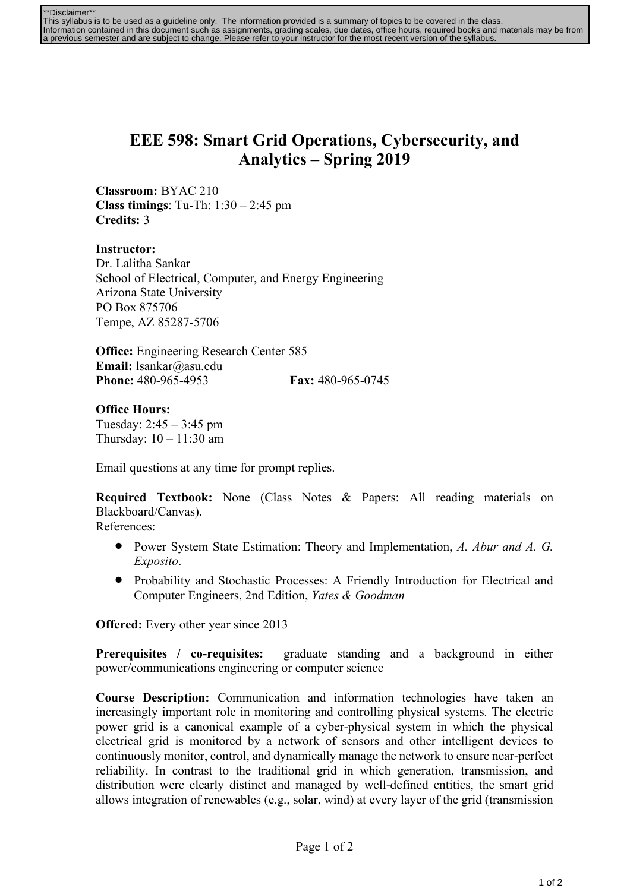**Disclaimer**
This syllabus is to be used as a guideline only. The information provided is a summary of topics to be covered in the class.
Information contained in this document such as assignments, grading scales, due dates, office hours, required books and materials may be from a previous semester and are subject to change. Please refer to your instructor for the most recent version of the syllabus.

# EEE 598: Smart Grid Operations, Cybersecurity, and Analytics – Spring 2019

**Classroom:** BYAC 210
**Class timings**: Tu-Th: 1:30 – 2:45 pm
**Credits:** 3

**Instructor:**
Dr. Lalitha Sankar
School of Electrical, Computer, and Energy Engineering
Arizona State University
PO Box 875706
Tempe, AZ 85287-5706

**Office:** Engineering Research Center 585
**Email:** lsankar@asu.edu
**Phone:** 480-965-4953 **Fax:** 480-965-0745

**Office Hours:**
Tuesday: 2:45 – 3:45 pm
Thursday: 10 – 11:30 am

Email questions at any time for prompt replies.

**Required Textbook:** None (Class Notes & Papers: All reading materials on Blackboard/Canvas).
References:

- Power System State Estimation: Theory and Implementation, *A. Abur and A. G. Exposito*.
- Probability and Stochastic Processes: A Friendly Introduction for Electrical and Computer Engineers, 2nd Edition, *Yates & Goodman*

**Offered:** Every other year since 2013

**Prerequisites / co-requisites:** graduate standing and a background in either power/communications engineering or computer science

**Course Description:** Communication and information technologies have taken an increasingly important role in monitoring and controlling physical systems. The electric power grid is a canonical example of a cyber-physical system in which the physical electrical grid is monitored by a network of sensors and other intelligent devices to continuously monitor, control, and dynamically manage the network to ensure near-perfect reliability. In contrast to the traditional grid in which generation, transmission, and distribution were clearly distinct and managed by well-defined entities, the smart grid allows integration of renewables (e.g., solar, wind) at every layer of the grid (transmission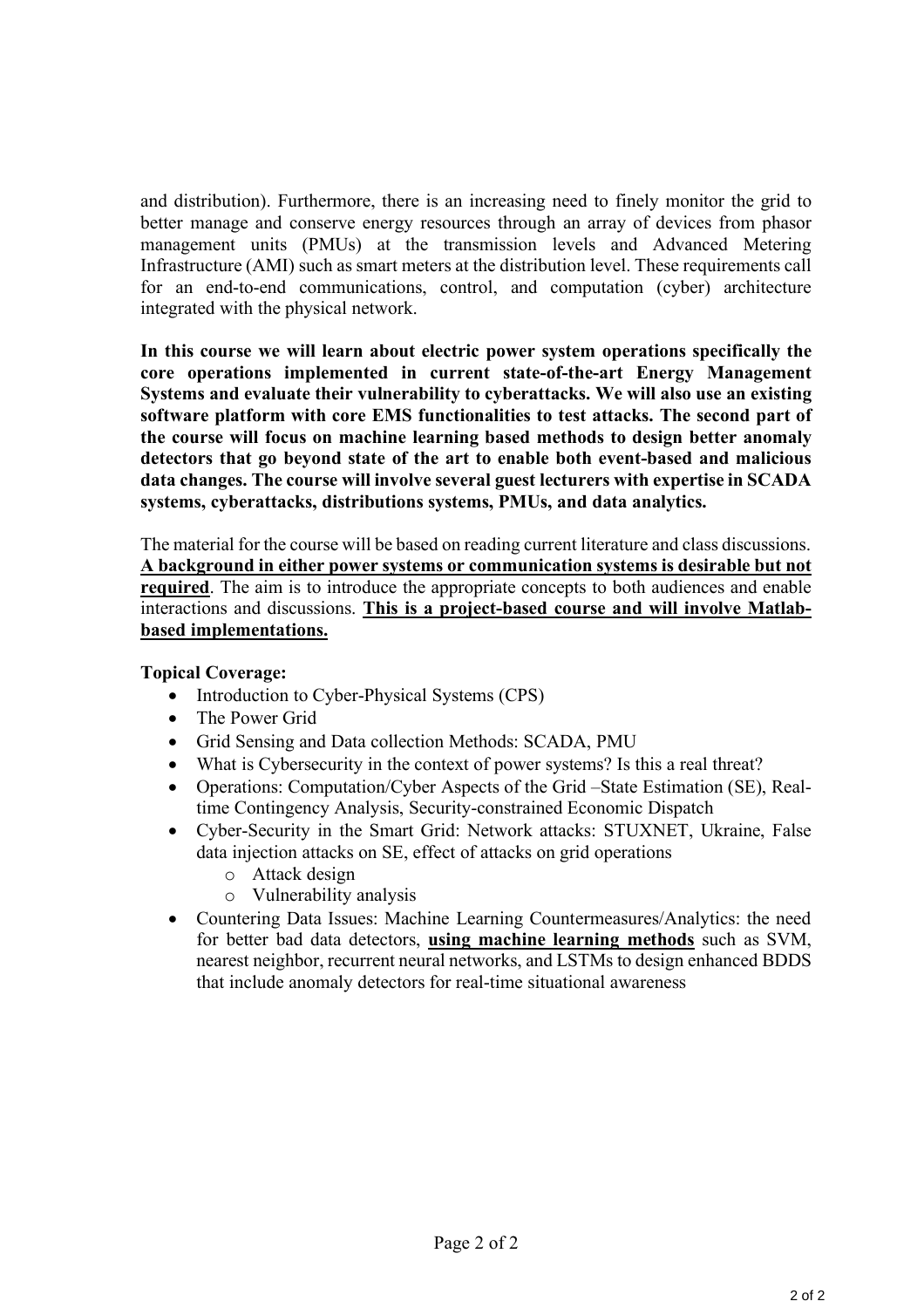and distribution). Furthermore, there is an increasing need to finely monitor the grid to better manage and conserve energy resources through an array of devices from phasor management units (PMUs) at the transmission levels and Advanced Metering Infrastructure (AMI) such as smart meters at the distribution level. These requirements call for an end-to-end communications, control, and computation (cyber) architecture integrated with the physical network.

**In this course we will learn about electric power system operations specifically the core operations implemented in current state-of-the-art Energy Management Systems and evaluate their vulnerability to cyberattacks. We will also use an existing software platform with core EMS functionalities to test attacks. The second part of the course will focus on machine learning based methods to design better anomaly detectors that go beyond state of the art to enable both event-based and malicious data changes. The course will involve several guest lecturers with expertise in SCADA systems, cyberattacks, distributions systems, PMUs, and data analytics.**

The material for the course will be based on reading current literature and class discussions. **<u>A background in either power systems or communication systems is desirable but not required</u>**. The aim is to introduce the appropriate concepts to both audiences and enable interactions and discussions. **<u>This is a project-based course and will involve Matlab-based implementations.</u>**

**Topical Coverage:**

- Introduction to Cyber-Physical Systems (CPS)
- The Power Grid
- Grid Sensing and Data collection Methods: SCADA, PMU
- What is Cybersecurity in the context of power systems? Is this a real threat?
- Operations: Computation/Cyber Aspects of the Grid –State Estimation (SE), Real-time Contingency Analysis, Security-constrained Economic Dispatch
- Cyber-Security in the Smart Grid: Network attacks: STUXNET, Ukraine, False data injection attacks on SE, effect of attacks on grid operations
  - Attack design
  - Vulnerability analysis
- Countering Data Issues: Machine Learning Countermeasures/Analytics: the need for better bad data detectors, **<u>using machine learning methods</u>** such as SVM, nearest neighbor, recurrent neural networks, and LSTMs to design enhanced BDDS that include anomaly detectors for real-time situational awareness